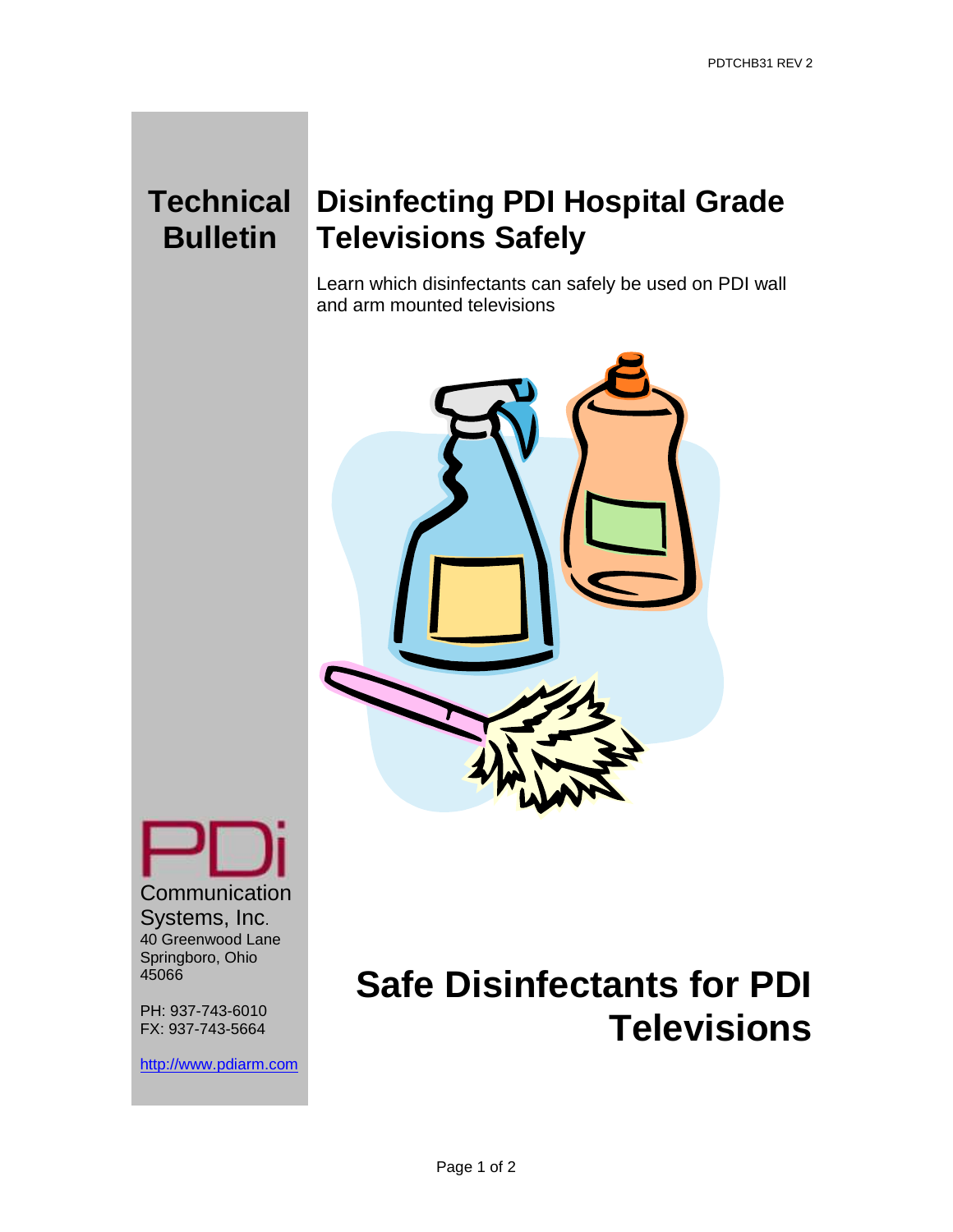# Technical Bulletin

# Disinfecting PDI Hospital Grade Televisions Safely

Learn which disinfectants can safely be used on PDI wall and arm mounted televisions

PDi

Communication Systems, Inc.
40 Greenwood Lane
Springboro, Ohio
45066

PH: 937-743-6010
FX: 937-743-5664

http://www.pdiarm.com

# Safe Disinfectants for PDI Televisions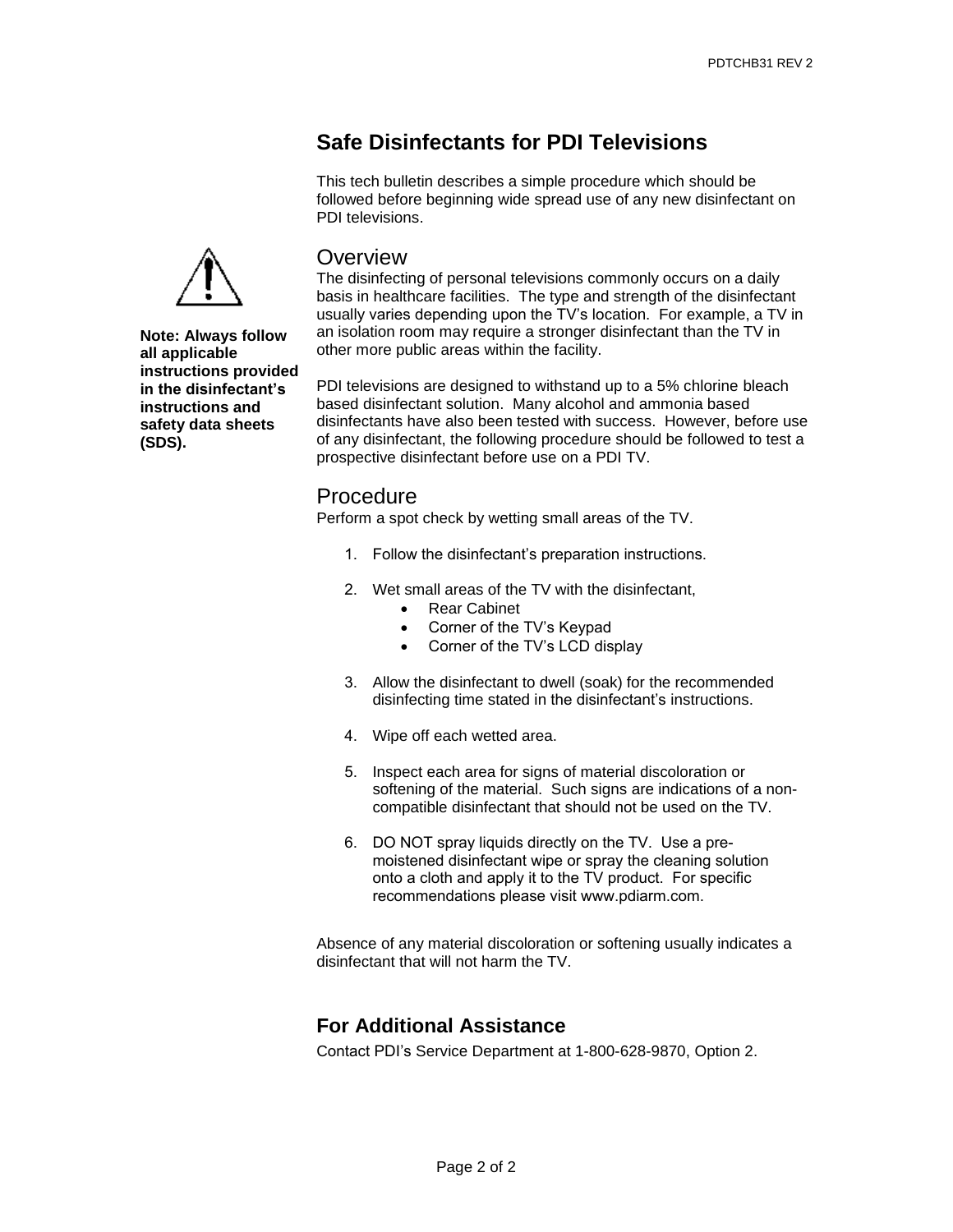# Safe Disinfectants for PDI Televisions

This tech bulletin describes a simple procedure which should be followed before beginning wide spread use of any new disinfectant on PDI televisions.

**Note: Always follow all applicable instructions provided in the disinfectant's instructions and safety data sheets (SDS).**

## Overview

The disinfecting of personal televisions commonly occurs on a daily basis in healthcare facilities. The type and strength of the disinfectant usually varies depending upon the TV's location. For example, a TV in an isolation room may require a stronger disinfectant than the TV in other more public areas within the facility.

PDI televisions are designed to withstand up to a 5% chlorine bleach based disinfectant solution. Many alcohol and ammonia based disinfectants have also been tested with success. However, before use of any disinfectant, the following procedure should be followed to test a prospective disinfectant before use on a PDI TV.

## Procedure

Perform a spot check by wetting small areas of the TV.

1. Follow the disinfectant's preparation instructions.
2. Wet small areas of the TV with the disinfectant,
   - Rear Cabinet
   - Corner of the TV's Keypad
   - Corner of the TV's LCD display
3. Allow the disinfectant to dwell (soak) for the recommended disinfecting time stated in the disinfectant's instructions.
4. Wipe off each wetted area.
5. Inspect each area for signs of material discoloration or softening of the material. Such signs are indications of a non-compatible disinfectant that should not be used on the TV.
6. DO NOT spray liquids directly on the TV. Use a pre-moistened disinfectant wipe or spray the cleaning solution onto a cloth and apply it to the TV product. For specific recommendations please visit www.pdiarm.com.

Absence of any material discoloration or softening usually indicates a disinfectant that will not harm the TV.

## For Additional Assistance

Contact PDI's Service Department at 1-800-628-9870, Option 2.